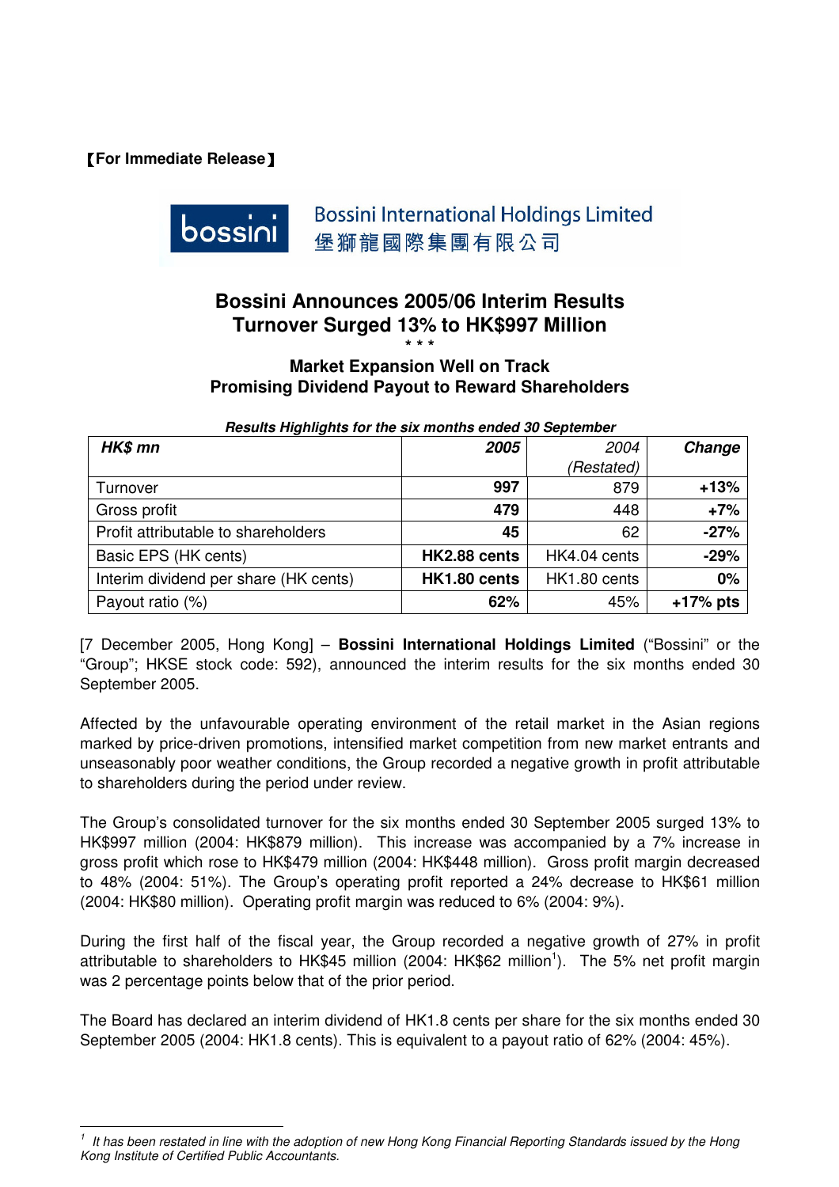【For Immediate Release】

Bossini International Holdings Limited
堡獅龍國際集團有限公司

# Bossini Announces 2005/06 Interim Results
# Turnover Surged 13% to HK$997 Million

\* \* \*

## Market Expansion Well on Track
## Promising Dividend Payout to Reward Shareholders

***Results Highlights for the six months ended 30 September***

| ***HK$ mn*** | ***2005*** | *2004 (Restated)* | ***Change*** |
|---|---|---|---|
| Turnover | **997** | 879 | **+13%** |
| Gross profit | **479** | 448 | **+7%** |
| Profit attributable to shareholders | **45** | 62 | **-27%** |
| Basic EPS (HK cents) | **HK2.88 cents** | HK4.04 cents | **-29%** |
| Interim dividend per share (HK cents) | **HK1.80 cents** | HK1.80 cents | **0%** |
| Payout ratio (%) | **62%** | 45% | **+17% pts** |

[7 December 2005, Hong Kong] – **Bossini International Holdings Limited** ("Bossini" or the "Group"; HKSE stock code: 592), announced the interim results for the six months ended 30 September 2005.

Affected by the unfavourable operating environment of the retail market in the Asian regions marked by price-driven promotions, intensified market competition from new market entrants and unseasonably poor weather conditions, the Group recorded a negative growth in profit attributable to shareholders during the period under review.

The Group's consolidated turnover for the six months ended 30 September 2005 surged 13% to HK$997 million (2004: HK$879 million). This increase was accompanied by a 7% increase in gross profit which rose to HK$479 million (2004: HK$448 million). Gross profit margin decreased to 48% (2004: 51%). The Group's operating profit reported a 24% decrease to HK$61 million (2004: HK$80 million). Operating profit margin was reduced to 6% (2004: 9%).

During the first half of the fiscal year, the Group recorded a negative growth of 27% in profit attributable to shareholders to HK$45 million (2004: HK$62 million[1]). The 5% net profit margin was 2 percentage points below that of the prior period.

The Board has declared an interim dividend of HK1.8 cents per share for the six months ended 30 September 2005 (2004: HK1.8 cents). This is equivalent to a payout ratio of 62% (2004: 45%).

---

[1] *It has been restated in line with the adoption of new Hong Kong Financial Reporting Standards issued by the Hong Kong Institute of Certified Public Accountants.*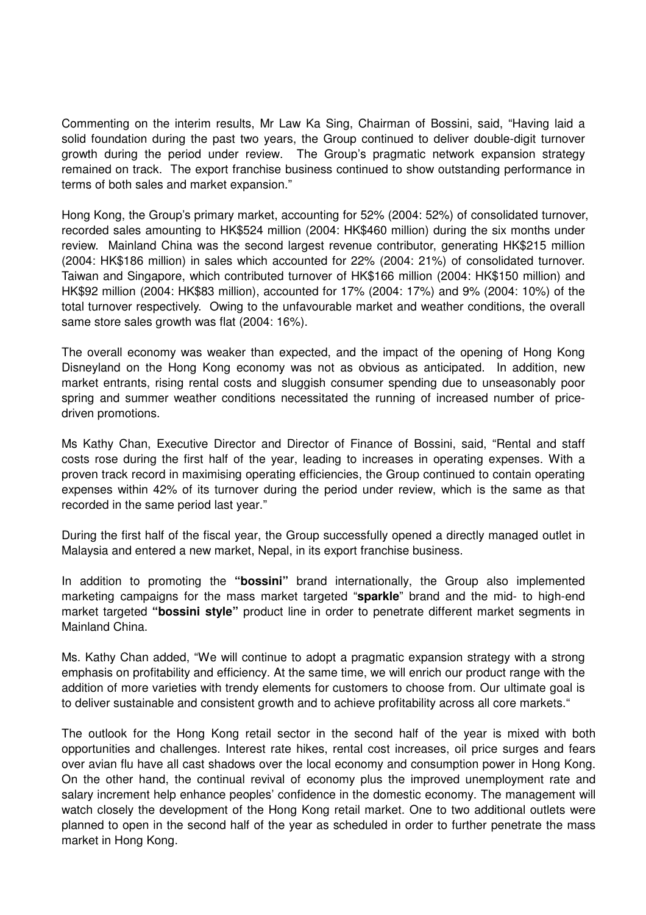Commenting on the interim results, Mr Law Ka Sing, Chairman of Bossini, said, "Having laid a solid foundation during the past two years, the Group continued to deliver double-digit turnover growth during the period under review. The Group's pragmatic network expansion strategy remained on track. The export franchise business continued to show outstanding performance in terms of both sales and market expansion."

Hong Kong, the Group's primary market, accounting for 52% (2004: 52%) of consolidated turnover, recorded sales amounting to HK$524 million (2004: HK$460 million) during the six months under review. Mainland China was the second largest revenue contributor, generating HK$215 million (2004: HK$186 million) in sales which accounted for 22% (2004: 21%) of consolidated turnover. Taiwan and Singapore, which contributed turnover of HK$166 million (2004: HK$150 million) and HK$92 million (2004: HK$83 million), accounted for 17% (2004: 17%) and 9% (2004: 10%) of the total turnover respectively. Owing to the unfavourable market and weather conditions, the overall same store sales growth was flat (2004: 16%).

The overall economy was weaker than expected, and the impact of the opening of Hong Kong Disneyland on the Hong Kong economy was not as obvious as anticipated. In addition, new market entrants, rising rental costs and sluggish consumer spending due to unseasonably poor spring and summer weather conditions necessitated the running of increased number of price-driven promotions.

Ms Kathy Chan, Executive Director and Director of Finance of Bossini, said, "Rental and staff costs rose during the first half of the year, leading to increases in operating expenses. With a proven track record in maximising operating efficiencies, the Group continued to contain operating expenses within 42% of its turnover during the period under review, which is the same as that recorded in the same period last year."

During the first half of the fiscal year, the Group successfully opened a directly managed outlet in Malaysia and entered a new market, Nepal, in its export franchise business.

In addition to promoting the **"bossini"** brand internationally, the Group also implemented marketing campaigns for the mass market targeted "**sparkle**" brand and the mid- to high-end market targeted **"bossini style"** product line in order to penetrate different market segments in Mainland China.

Ms. Kathy Chan added, "We will continue to adopt a pragmatic expansion strategy with a strong emphasis on profitability and efficiency. At the same time, we will enrich our product range with the addition of more varieties with trendy elements for customers to choose from. Our ultimate goal is to deliver sustainable and consistent growth and to achieve profitability across all core markets."

The outlook for the Hong Kong retail sector in the second half of the year is mixed with both opportunities and challenges. Interest rate hikes, rental cost increases, oil price surges and fears over avian flu have all cast shadows over the local economy and consumption power in Hong Kong. On the other hand, the continual revival of economy plus the improved unemployment rate and salary increment help enhance peoples' confidence in the domestic economy. The management will watch closely the development of the Hong Kong retail market. One to two additional outlets were planned to open in the second half of the year as scheduled in order to further penetrate the mass market in Hong Kong.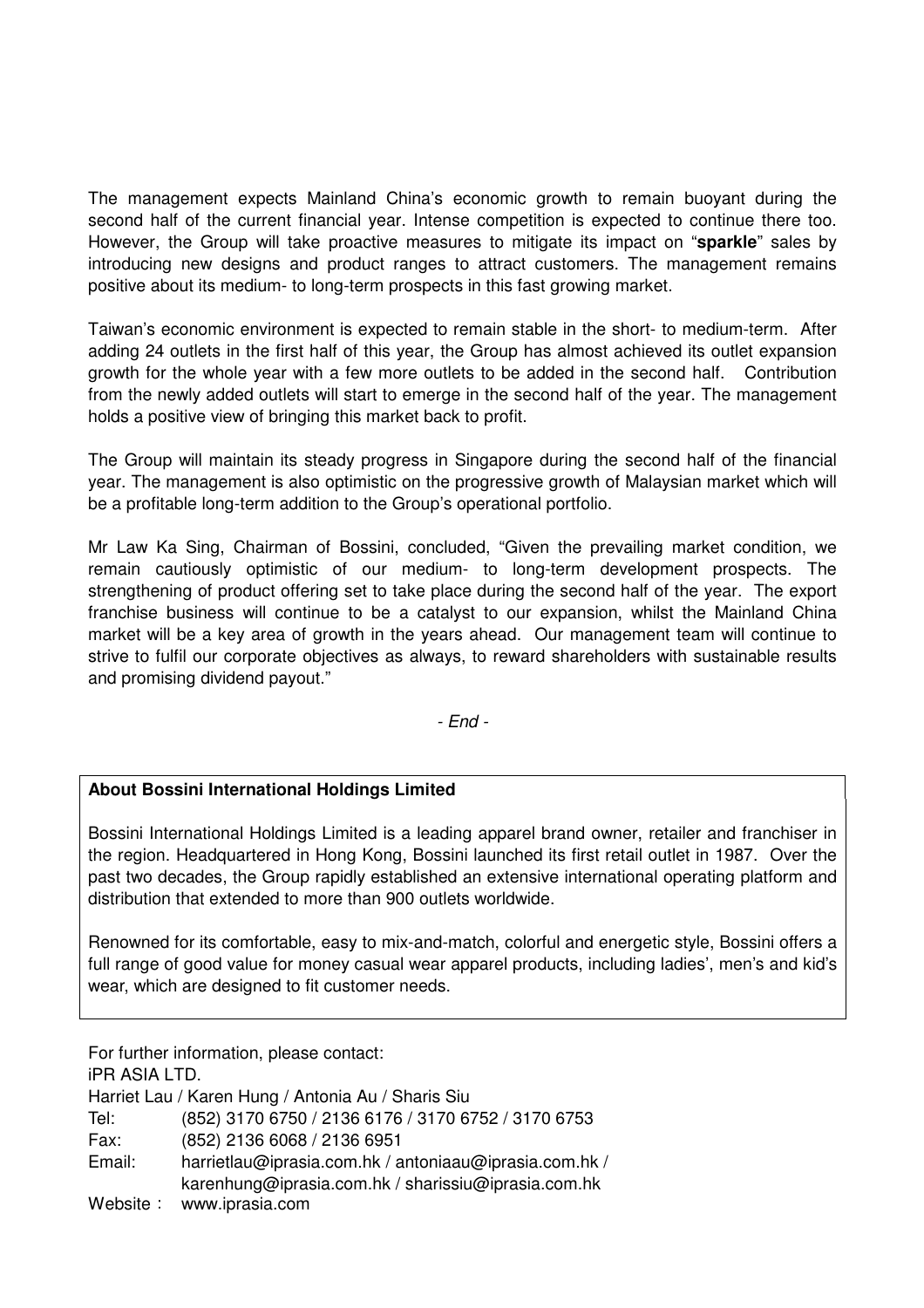The management expects Mainland China's economic growth to remain buoyant during the second half of the current financial year. Intense competition is expected to continue there too. However, the Group will take proactive measures to mitigate its impact on "**sparkle**" sales by introducing new designs and product ranges to attract customers. The management remains positive about its medium- to long-term prospects in this fast growing market.

Taiwan's economic environment is expected to remain stable in the short- to medium-term. After adding 24 outlets in the first half of this year, the Group has almost achieved its outlet expansion growth for the whole year with a few more outlets to be added in the second half. Contribution from the newly added outlets will start to emerge in the second half of the year. The management holds a positive view of bringing this market back to profit.

The Group will maintain its steady progress in Singapore during the second half of the financial year. The management is also optimistic on the progressive growth of Malaysian market which will be a profitable long-term addition to the Group's operational portfolio.

Mr Law Ka Sing, Chairman of Bossini, concluded, "Given the prevailing market condition, we remain cautiously optimistic of our medium- to long-term development prospects. The strengthening of product offering set to take place during the second half of the year. The export franchise business will continue to be a catalyst to our expansion, whilst the Mainland China market will be a key area of growth in the years ahead. Our management team will continue to strive to fulfil our corporate objectives as always, to reward shareholders with sustainable results and promising dividend payout."

*- End -*

**About Bossini International Holdings Limited**

Bossini International Holdings Limited is a leading apparel brand owner, retailer and franchiser in the region. Headquartered in Hong Kong, Bossini launched its first retail outlet in 1987. Over the past two decades, the Group rapidly established an extensive international operating platform and distribution that extended to more than 900 outlets worldwide.

Renowned for its comfortable, easy to mix-and-match, colorful and energetic style, Bossini offers a full range of good value for money casual wear apparel products, including ladies', men's and kid's wear, which are designed to fit customer needs.

For further information, please contact:
iPR ASIA LTD.
Harriet Lau / Karen Hung / Antonia Au / Sharis Siu
Tel: (852) 3170 6750 / 2136 6176 / 3170 6752 / 3170 6753
Fax: (852) 2136 6068 / 2136 6951
Email: harrietlau@iprasia.com.hk / antoniaau@iprasia.com.hk / karenhung@iprasia.com.hk / sharissiu@iprasia.com.hk
Website : www.iprasia.com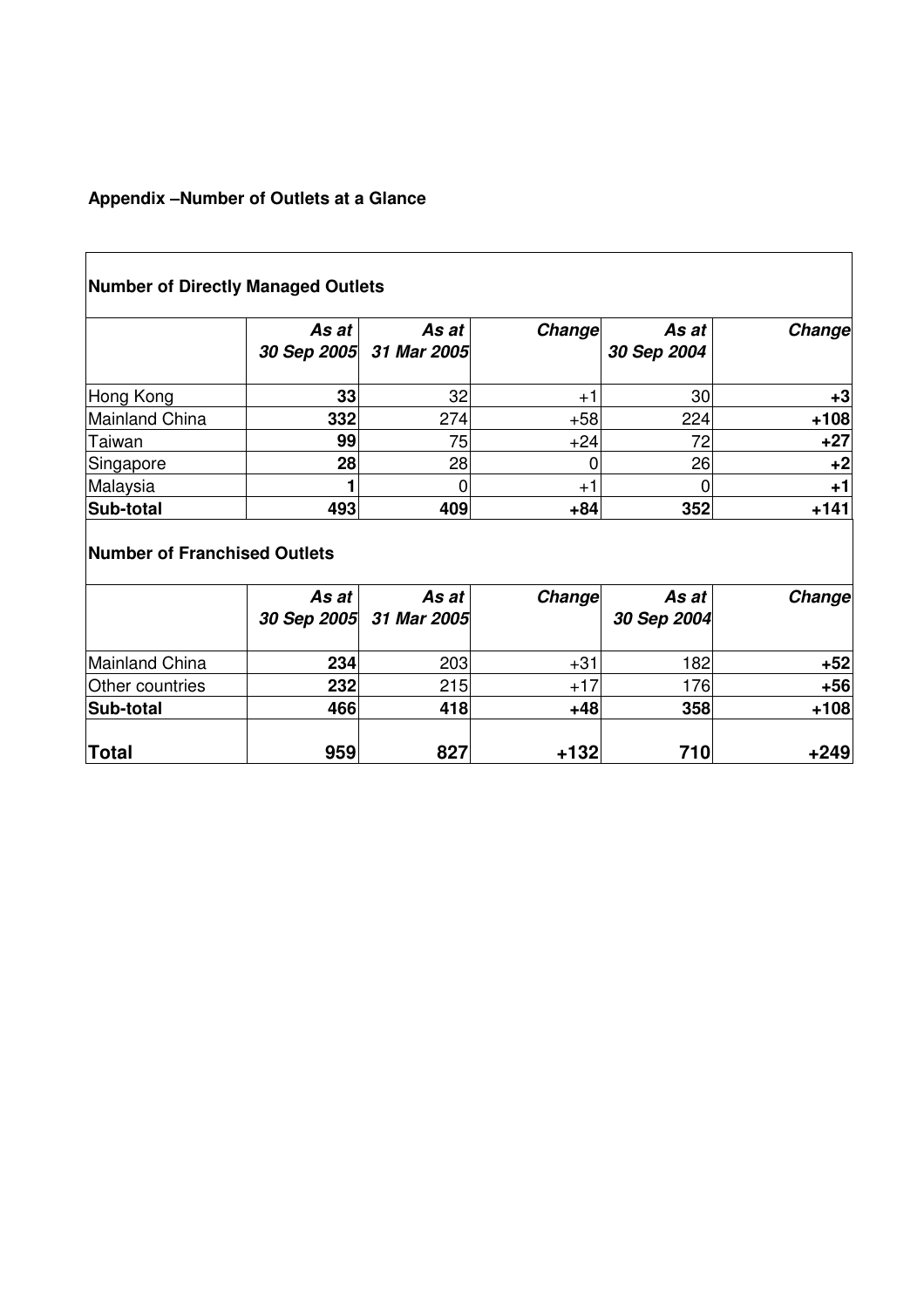**Appendix –Number of Outlets at a Glance**

**Number of Directly Managed Outlets**

| | ***As at 30 Sep 2005*** | ***As at 31 Mar 2005*** | ***Change*** | ***As at 30 Sep 2004*** | ***Change*** |
|---|---|---|---|---|---|
| Hong Kong | **33** | 32 | +1 | 30 | **+3** |
| Mainland China | **332** | 274 | +58 | 224 | **+108** |
| Taiwan | **99** | 75 | +24 | 72 | **+27** |
| Singapore | **28** | 28 | 0 | 26 | **+2** |
| Malaysia | **1** | 0 | +1 | 0 | **+1** |
| **Sub-total** | **493** | **409** | **+84** | **352** | **+141** |

**Number of Franchised Outlets**

| | ***As at 30 Sep 2005*** | ***As at 31 Mar 2005*** | ***Change*** | ***As at 30 Sep 2004*** | ***Change*** |
|---|---|---|---|---|---|
| Mainland China | **234** | 203 | +31 | 182 | **+52** |
| Other countries | **232** | 215 | +17 | 176 | **+56** |
| **Sub-total** | **466** | **418** | **+48** | **358** | **+108** |
| **Total** | **959** | **827** | **+132** | **710** | **+249** |